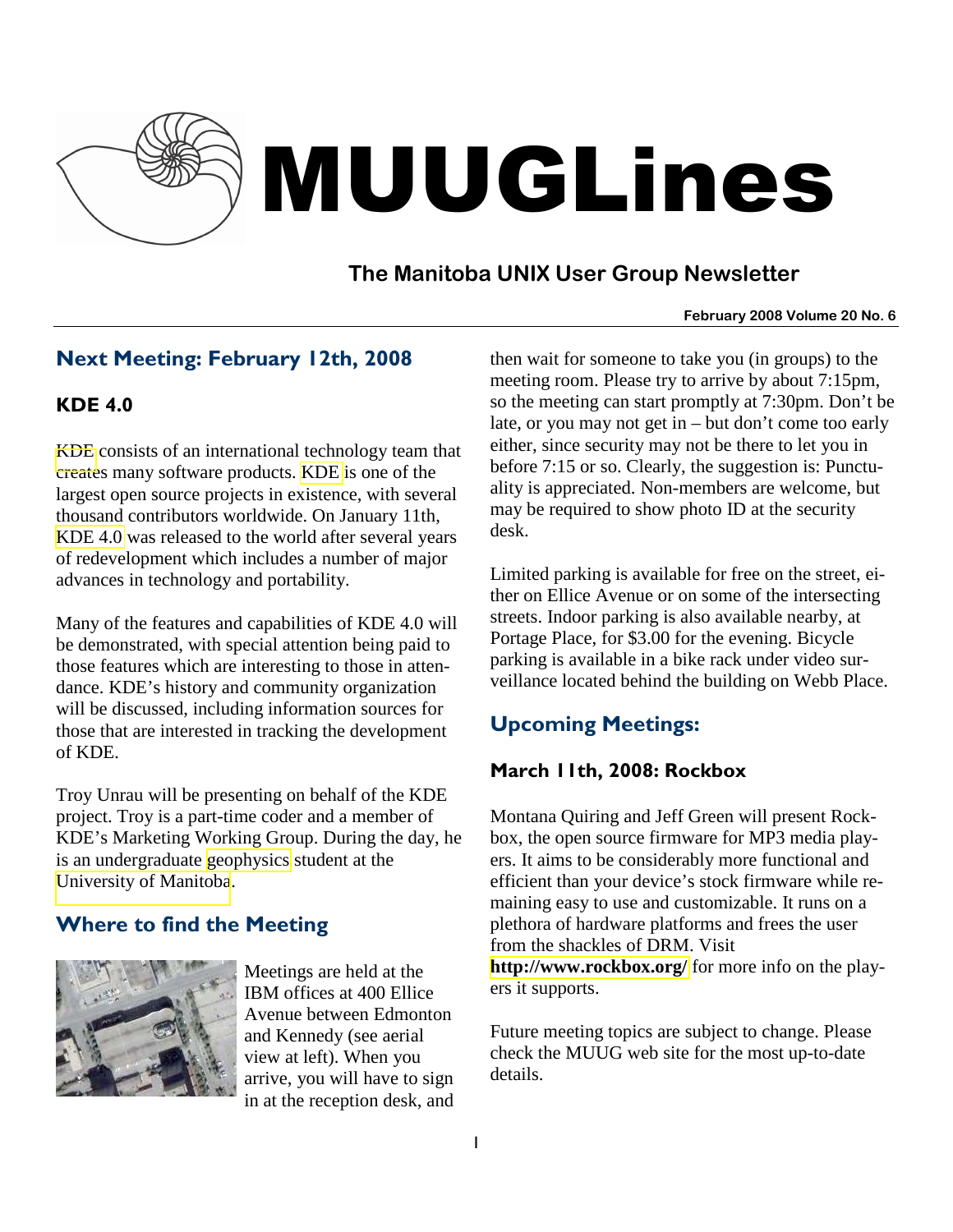# MUUGLines

## The Manitoba UNIX User Group Newsletter

**February 2008 Volume 20 No. 6**

## Next Meeting: February 12th, 2008

### KDE 4.0

KDE consists of an international technology team that creates many software products. KDE is one of the largest open source projects in existence, with several thousand contributors worldwide. On January 11th, KDE 4.0 was released to the world after several years of redevelopment which includes a number of major advances in technology and portability.

Many of the features and capabilities of KDE 4.0 will be demonstrated, with special attention being paid to those features which are interesting to those in attendance. KDE's history and community organization will be discussed, including information sources for those that are interested in tracking the development of KDE.

Troy Unrau will be presenting on behalf of the KDE project. Troy is a part-time coder and a member of KDE's Marketing Working Group. During the day, he is an undergraduate geophysics student at the University of Manitoba.

## Where to find the Meeting

Meetings are held at the IBM offices at 400 Ellice Avenue between Edmonton and Kennedy (see aerial view at left). When you arrive, you will have to sign in at the reception desk, and then wait for someone to take you (in groups) to the meeting room. Please try to arrive by about 7:15pm, so the meeting can start promptly at 7:30pm. Don't be late, or you may not get in – but don't come too early either, since security may not be there to let you in before 7:15 or so. Clearly, the suggestion is: Punctuality is appreciated. Non-members are welcome, but may be required to show photo ID at the security desk.

Limited parking is available for free on the street, either on Ellice Avenue or on some of the intersecting streets. Indoor parking is also available nearby, at Portage Place, for $3.00 for the evening. Bicycle parking is available in a bike rack under video surveillance located behind the building on Webb Place.

## Upcoming Meetings:

### March 11th, 2008: Rockbox

Montana Quiring and Jeff Green will present Rockbox, the open source firmware for MP3 media players. It aims to be considerably more functional and efficient than your device's stock firmware while remaining easy to use and customizable. It runs on a plethora of hardware platforms and frees the user from the shackles of DRM. Visit **http://www.rockbox.org/** for more info on the players it supports.

Future meeting topics are subject to change. Please check the MUUG web site for the most up-to-date details.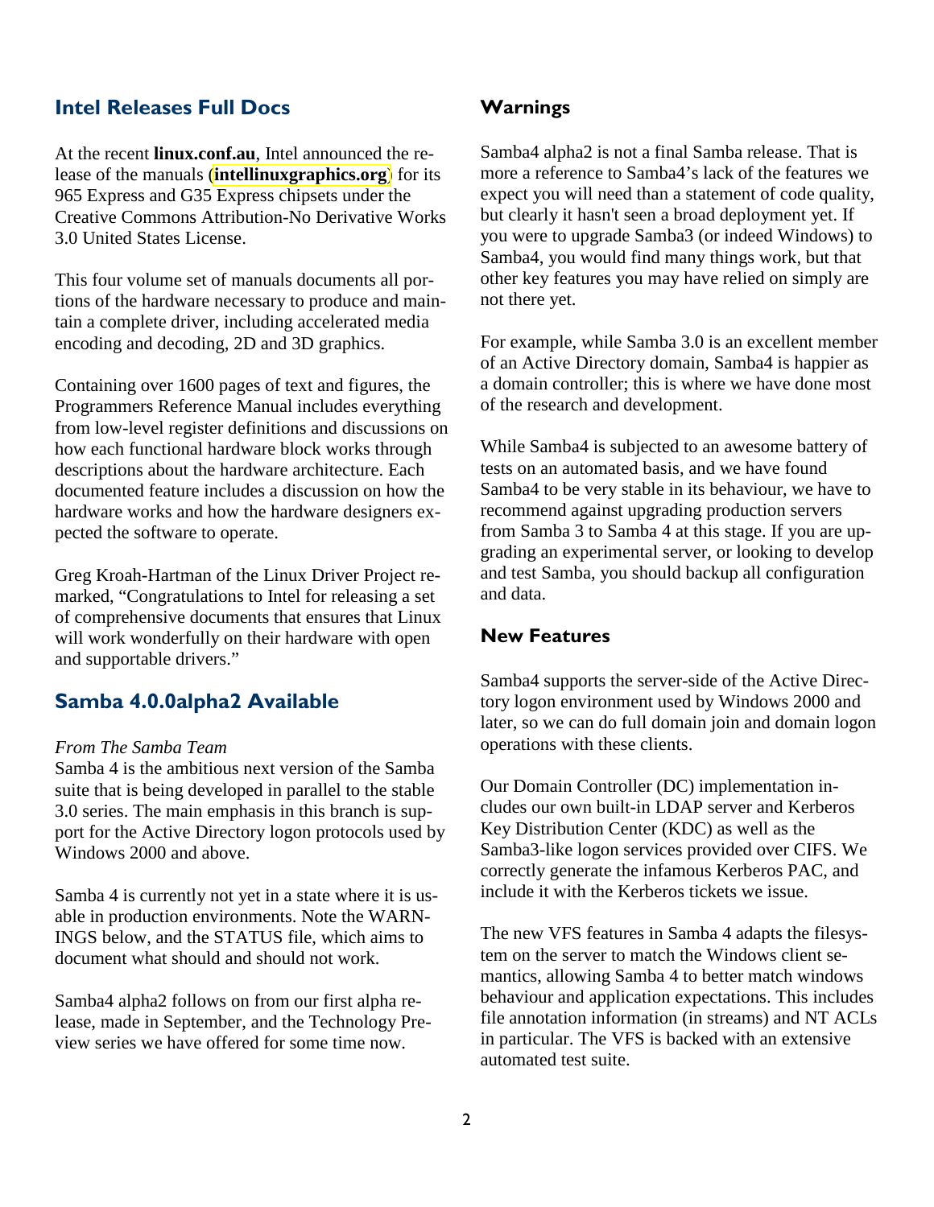## Intel Releases Full Docs

At the recent **linux.conf.au**, Intel announced the release of the manuals (**intellinuxgraphics.org**) for its 965 Express and G35 Express chipsets under the Creative Commons Attribution-No Derivative Works 3.0 United States License.

This four volume set of manuals documents all portions of the hardware necessary to produce and maintain a complete driver, including accelerated media encoding and decoding, 2D and 3D graphics.

Containing over 1600 pages of text and figures, the Programmers Reference Manual includes everything from low-level register definitions and discussions on how each functional hardware block works through descriptions about the hardware architecture. Each documented feature includes a discussion on how the hardware works and how the hardware designers expected the software to operate.

Greg Kroah-Hartman of the Linux Driver Project remarked, "Congratulations to Intel for releasing a set of comprehensive documents that ensures that Linux will work wonderfully on their hardware with open and supportable drivers."

## Samba 4.0.0alpha2 Available

*From The Samba Team*

Samba 4 is the ambitious next version of the Samba suite that is being developed in parallel to the stable 3.0 series. The main emphasis in this branch is support for the Active Directory logon protocols used by Windows 2000 and above.

Samba 4 is currently not yet in a state where it is usable in production environments. Note the WARNINGS below, and the STATUS file, which aims to document what should and should not work.

Samba4 alpha2 follows on from our first alpha release, made in September, and the Technology Preview series we have offered for some time now.

### Warnings

Samba4 alpha2 is not a final Samba release. That is more a reference to Samba4's lack of the features we expect you will need than a statement of code quality, but clearly it hasn't seen a broad deployment yet. If you were to upgrade Samba3 (or indeed Windows) to Samba4, you would find many things work, but that other key features you may have relied on simply are not there yet.

For example, while Samba 3.0 is an excellent member of an Active Directory domain, Samba4 is happier as a domain controller; this is where we have done most of the research and development.

While Samba4 is subjected to an awesome battery of tests on an automated basis, and we have found Samba4 to be very stable in its behaviour, we have to recommend against upgrading production servers from Samba 3 to Samba 4 at this stage. If you are upgrading an experimental server, or looking to develop and test Samba, you should backup all configuration and data.

### New Features

Samba4 supports the server-side of the Active Directory logon environment used by Windows 2000 and later, so we can do full domain join and domain logon operations with these clients.

Our Domain Controller (DC) implementation includes our own built-in LDAP server and Kerberos Key Distribution Center (KDC) as well as the Samba3-like logon services provided over CIFS. We correctly generate the infamous Kerberos PAC, and include it with the Kerberos tickets we issue.

The new VFS features in Samba 4 adapts the filesystem on the server to match the Windows client semantics, allowing Samba 4 to better match windows behaviour and application expectations. This includes file annotation information (in streams) and NT ACLs in particular. The VFS is backed with an extensive automated test suite.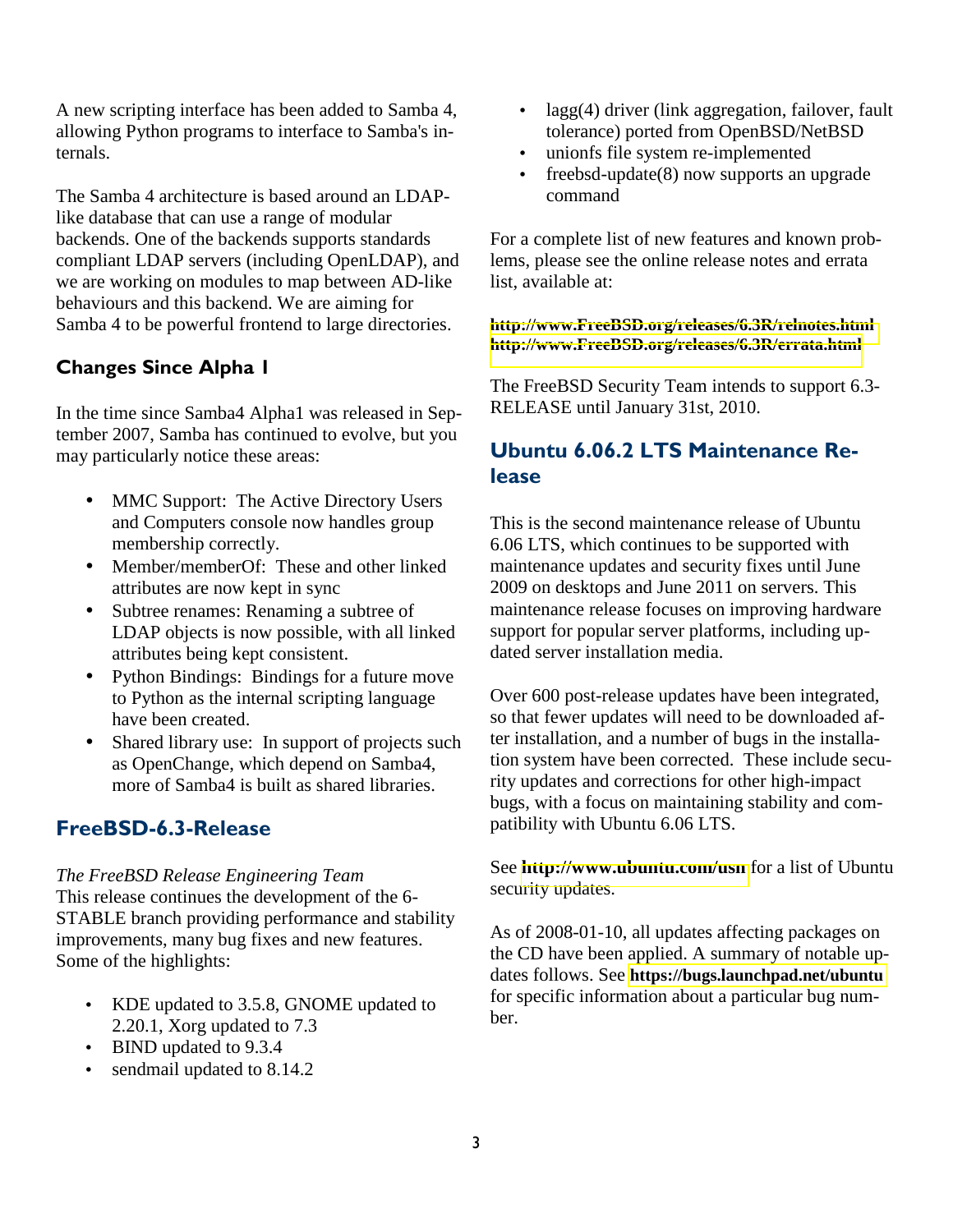A new scripting interface has been added to Samba 4, allowing Python programs to interface to Samba's internals.

The Samba 4 architecture is based around an LDAP-like database that can use a range of modular backends. One of the backends supports standards compliant LDAP servers (including OpenLDAP), and we are working on modules to map between AD-like behaviours and this backend. We are aiming for Samba 4 to be powerful frontend to large directories.

### Changes Since Alpha 1

In the time since Samba4 Alpha1 was released in September 2007, Samba has continued to evolve, but you may particularly notice these areas:

- MMC Support: The Active Directory Users and Computers console now handles group membership correctly.
- Member/memberOf: These and other linked attributes are now kept in sync
- Subtree renames: Renaming a subtree of LDAP objects is now possible, with all linked attributes being kept consistent.
- Python Bindings: Bindings for a future move to Python as the internal scripting language have been created.
- Shared library use: In support of projects such as OpenChange, which depend on Samba4, more of Samba4 is built as shared libraries.

## FreeBSD-6.3-Release

*The FreeBSD Release Engineering Team*
This release continues the development of the 6-STABLE branch providing performance and stability improvements, many bug fixes and new features. Some of the highlights:

- KDE updated to 3.5.8, GNOME updated to 2.20.1, Xorg updated to 7.3
- BIND updated to 9.3.4
- sendmail updated to 8.14.2
- lagg(4) driver (link aggregation, failover, fault tolerance) ported from OpenBSD/NetBSD
- unionfs file system re-implemented
- freebsd-update(8) now supports an upgrade command

For a complete list of new features and known problems, please see the online release notes and errata list, available at:

**http://www.FreeBSD.org/releases/6.3R/relnotes.html**
**http://www.FreeBSD.org/releases/6.3R/errata.html**

The FreeBSD Security Team intends to support 6.3-RELEASE until January 31st, 2010.

## Ubuntu 6.06.2 LTS Maintenance Release

This is the second maintenance release of Ubuntu 6.06 LTS, which continues to be supported with maintenance updates and security fixes until June 2009 on desktops and June 2011 on servers. This maintenance release focuses on improving hardware support for popular server platforms, including updated server installation media.

Over 600 post-release updates have been integrated, so that fewer updates will need to be downloaded after installation, and a number of bugs in the installation system have been corrected. These include security updates and corrections for other high-impact bugs, with a focus on maintaining stability and compatibility with Ubuntu 6.06 LTS.

See **http://www.ubuntu.com/usn** for a list of Ubuntu security updates.

As of 2008-01-10, all updates affecting packages on the CD have been applied. A summary of notable updates follows. See **https://bugs.launchpad.net/ubuntu** for specific information about a particular bug number.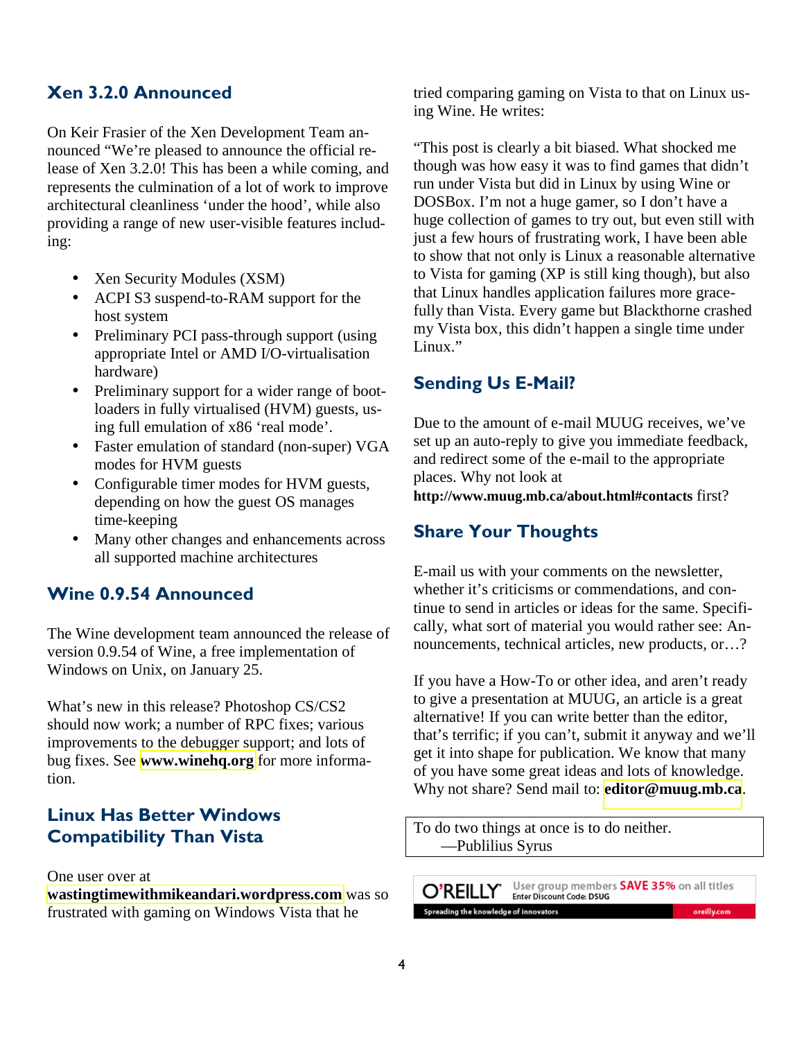## Xen 3.2.0 Announced

On Keir Frasier of the Xen Development Team announced “We’re pleased to announce the official release of Xen 3.2.0! This has been a while coming, and represents the culmination of a lot of work to improve architectural cleanliness ‘under the hood’, while also providing a range of new user-visible features including:

- Xen Security Modules (XSM)
- ACPI S3 suspend-to-RAM support for the host system
- Preliminary PCI pass-through support (using appropriate Intel or AMD I/O-virtualisation hardware)
- Preliminary support for a wider range of bootloaders in fully virtualised (HVM) guests, using full emulation of x86 ‘real mode’.
- Faster emulation of standard (non-super) VGA modes for HVM guests
- Configurable timer modes for HVM guests, depending on how the guest OS manages time-keeping
- Many other changes and enhancements across all supported machine architectures

## Wine 0.9.54 Announced

The Wine development team announced the release of version 0.9.54 of Wine, a free implementation of Windows on Unix, on January 25.

What’s new in this release? Photoshop CS/CS2 should now work; a number of RPC fixes; various improvements to the debugger support; and lots of bug fixes. See **www.winehq.org** for more information.

## Linux Has Better Windows Compatibility Than Vista

One user over at **wastingtimewithmikeandari.wordpress.com** was so frustrated with gaming on Windows Vista that he tried comparing gaming on Vista to that on Linux using Wine. He writes:

“This post is clearly a bit biased. What shocked me though was how easy it was to find games that didn’t run under Vista but did in Linux by using Wine or DOSBox. I’m not a huge gamer, so I don’t have a huge collection of games to try out, but even still with just a few hours of frustrating work, I have been able to show that not only is Linux a reasonable alternative to Vista for gaming (XP is still king though), but also that Linux handles application failures more gracefully than Vista. Every game but Blackthorne crashed my Vista box, this didn’t happen a single time under Linux.”

## Sending Us E-Mail?

Due to the amount of e-mail MUUG receives, we’ve set up an auto-reply to give you immediate feedback, and redirect some of the e-mail to the appropriate places. Why not look at **http://www.muug.mb.ca/about.html#contacts** first?

## Share Your Thoughts

E-mail us with your comments on the newsletter, whether it’s criticisms or commendations, and continue to send in articles or ideas for the same. Specifically, what sort of material you would rather see: Announcements, technical articles, new products, or…?

If you have a How-To or other idea, and aren’t ready to give a presentation at MUUG, an article is a great alternative! If you can write better than the editor, that’s terrific; if you can’t, submit it anyway and we’ll get it into shape for publication. We know that many of you have some great ideas and lots of knowledge. Why not share? Send mail to: **editor@muug.mb.ca**.

To do two things at once is to do neither.
—Publilius Syrus

O’REILLY — User group members **SAVE 35%** on all titles
Enter Discount Code: DSUG
Spreading the knowledge of innovators — oreilly.com